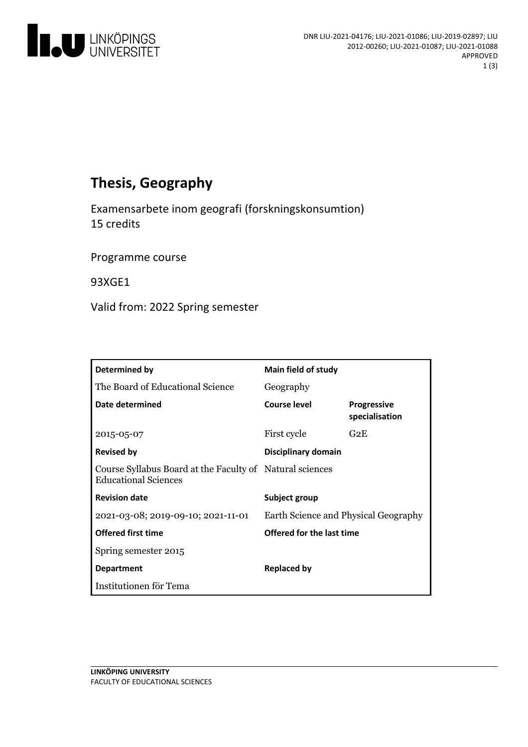# Thesis, Geography

Examensarbete inom geografi (forskningskonsumtion)
15 credits

Programme course

93XGE1

Valid from: 2022 Spring semester

| Determined by | Main field of study | |
|---|---|---|
| The Board of Educational Science | Geography | |
| **Date determined** | **Course level** | **Progressive specialisation** |
| 2015-05-07 | First cycle | G2E |
| **Revised by** | **Disciplinary domain** | |
| Course Syllabus Board at the Faculty of Educational Sciences | Natural sciences | |
| **Revision date** | **Subject group** | |
| 2021-03-08; 2019-09-10; 2021-11-01 | Earth Science and Physical Geography | |
| **Offered first time** | **Offered for the last time** | |
| Spring semester 2015 | | |
| **Department** | **Replaced by** | |
| Institutionen för Tema | | |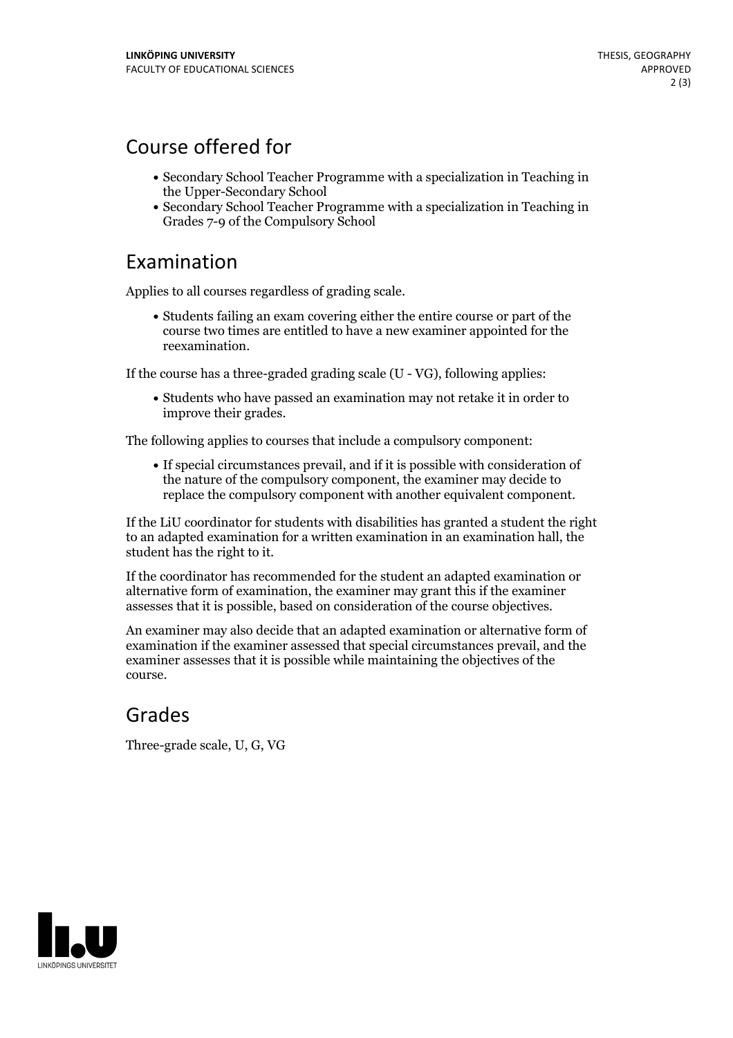## Course offered for

- Secondary School Teacher Programme with a specialization in Teaching in the Upper-Secondary School
- Secondary School Teacher Programme with a specialization in Teaching in Grades 7-9 of the Compulsory School

## Examination

Applies to all courses regardless of grading scale.

- Students failing an exam covering either the entire course or part of the course two times are entitled to have a new examiner appointed for the reexamination.

If the course has a three-graded grading scale (U - VG), following applies:

- Students who have passed an examination may not retake it in order to improve their grades.

The following applies to courses that include a compulsory component:

- If special circumstances prevail, and if it is possible with consideration of the nature of the compulsory component, the examiner may decide to replace the compulsory component with another equivalent component.

If the LiU coordinator for students with disabilities has granted a student the right to an adapted examination for a written examination in an examination hall, the student has the right to it.

If the coordinator has recommended for the student an adapted examination or alternative form of examination, the examiner may grant this if the examiner assesses that it is possible, based on consideration of the course objectives.

An examiner may also decide that an adapted examination or alternative form of examination if the examiner assessed that special circumstances prevail, and the examiner assesses that it is possible while maintaining the objectives of the course.

## Grades

Three-grade scale, U, G, VG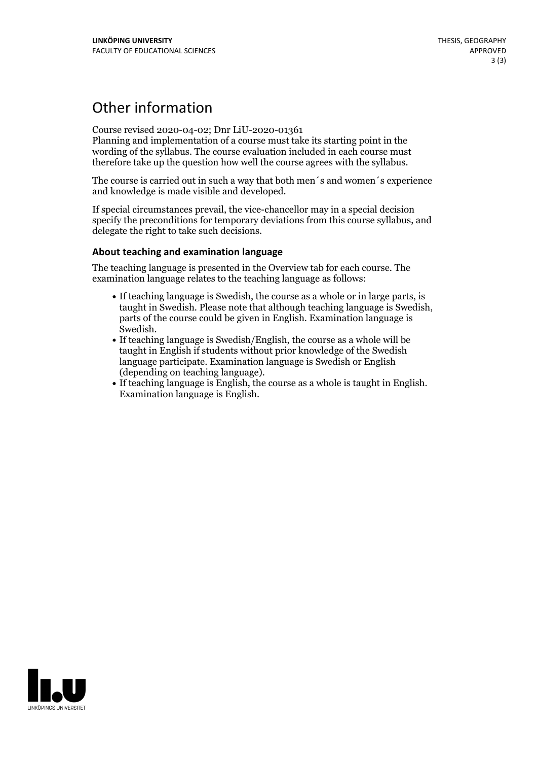# Other information

Course revised 2020-04-02; Dnr LiU-2020-01361
Planning and implementation of a course must take its starting point in the wording of the syllabus. The course evaluation included in each course must therefore take up the question how well the course agrees with the syllabus.

The course is carried out in such a way that both men´s and women´s experience and knowledge is made visible and developed.

If special circumstances prevail, the vice-chancellor may in a special decision specify the preconditions for temporary deviations from this course syllabus, and delegate the right to take such decisions.

### About teaching and examination language

The teaching language is presented in the Overview tab for each course. The examination language relates to the teaching language as follows:

- If teaching language is Swedish, the course as a whole or in large parts, is taught in Swedish. Please note that although teaching language is Swedish, parts of the course could be given in English. Examination language is Swedish.
- If teaching language is Swedish/English, the course as a whole will be taught in English if students without prior knowledge of the Swedish language participate. Examination language is Swedish or English (depending on teaching language).
- If teaching language is English, the course as a whole is taught in English. Examination language is English.